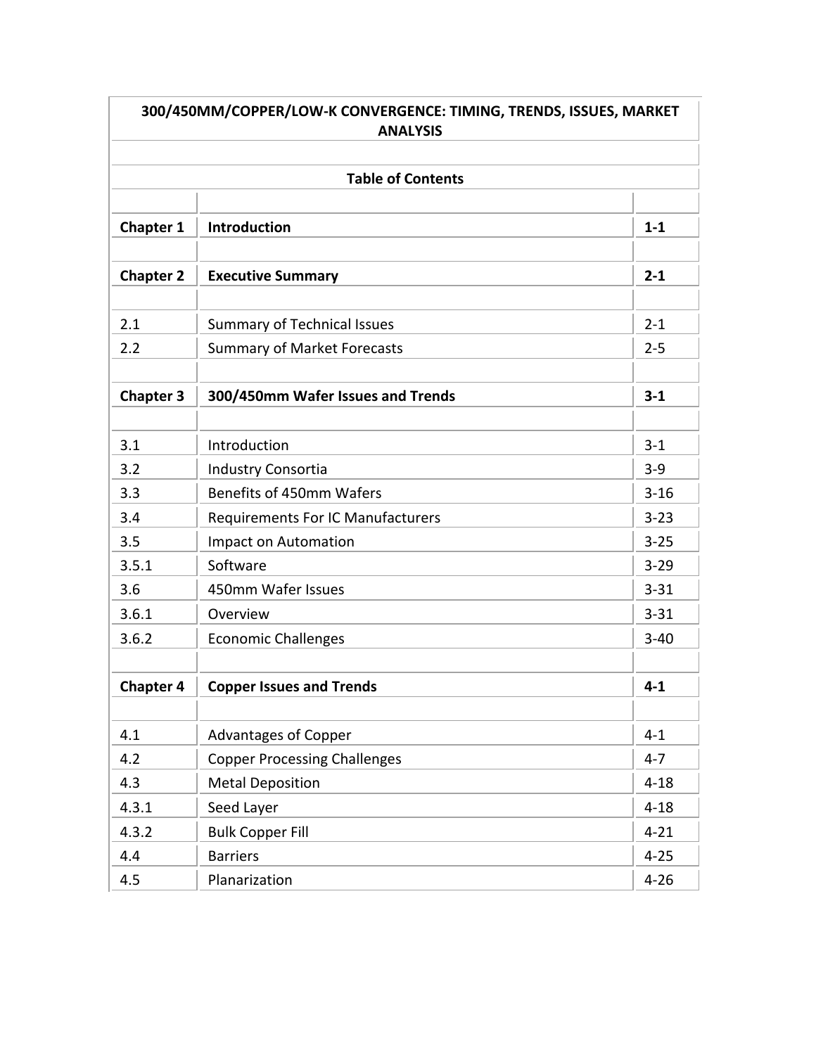# 300/450MM/COPPER/LOW-K CONVERGENCE: TIMING, TRENDS, ISSUES, MARKET ANALYSIS

## Table of Contents

| | | |
|---|---|---|
| **Chapter 1** | **Introduction** | **1-1** |
| | | |
| **Chapter 2** | **Executive Summary** | **2-1** |
| | | |
| 2.1 | Summary of Technical Issues | 2-1 |
| 2.2 | Summary of Market Forecasts | 2-5 |
| | | |
| **Chapter 3** | **300/450mm Wafer Issues and Trends** | **3-1** |
| | | |
| 3.1 | Introduction | 3-1 |
| 3.2 | Industry Consortia | 3-9 |
| 3.3 | Benefits of 450mm Wafers | 3-16 |
| 3.4 | Requirements For IC Manufacturers | 3-23 |
| 3.5 | Impact on Automation | 3-25 |
| 3.5.1 | Software | 3-29 |
| 3.6 | 450mm Wafer Issues | 3-31 |
| 3.6.1 | Overview | 3-31 |
| 3.6.2 | Economic Challenges | 3-40 |
| | | |
| **Chapter 4** | **Copper Issues and Trends** | **4-1** |
| | | |
| 4.1 | Advantages of Copper | 4-1 |
| 4.2 | Copper Processing Challenges | 4-7 |
| 4.3 | Metal Deposition | 4-18 |
| 4.3.1 | Seed Layer | 4-18 |
| 4.3.2 | Bulk Copper Fill | 4-21 |
| 4.4 | Barriers | 4-25 |
| 4.5 | Planarization | 4-26 |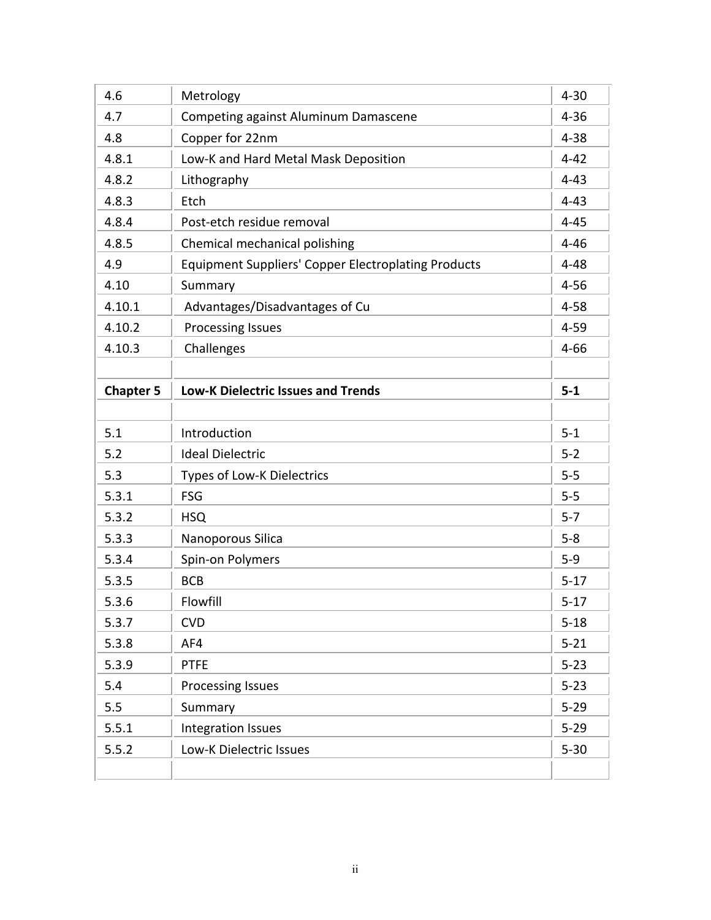| | | |
|---|---|---|
| 4.6 | Metrology | 4-30 |
| 4.7 | Competing against Aluminum Damascene | 4-36 |
| 4.8 | Copper for 22nm | 4-38 |
| 4.8.1 | Low-K and Hard Metal Mask Deposition | 4-42 |
| 4.8.2 | Lithography | 4-43 |
| 4.8.3 | Etch | 4-43 |
| 4.8.4 | Post-etch residue removal | 4-45 |
| 4.8.5 | Chemical mechanical polishing | 4-46 |
| 4.9 | Equipment Suppliers' Copper Electroplating Products | 4-48 |
| 4.10 | Summary | 4-56 |
| 4.10.1 | Advantages/Disadvantages of Cu | 4-58 |
| 4.10.2 | Processing Issues | 4-59 |
| 4.10.3 | Challenges | 4-66 |
| | | |
| **Chapter 5** | **Low-K Dielectric Issues and Trends** | **5-1** |
| | | |
| 5.1 | Introduction | 5-1 |
| 5.2 | Ideal Dielectric | 5-2 |
| 5.3 | Types of Low-K Dielectrics | 5-5 |
| 5.3.1 | FSG | 5-5 |
| 5.3.2 | HSQ | 5-7 |
| 5.3.3 | Nanoporous Silica | 5-8 |
| 5.3.4 | Spin-on Polymers | 5-9 |
| 5.3.5 | BCB | 5-17 |
| 5.3.6 | Flowfill | 5-17 |
| 5.3.7 | CVD | 5-18 |
| 5.3.8 | AF4 | 5-21 |
| 5.3.9 | PTFE | 5-23 |
| 5.4 | Processing Issues | 5-23 |
| 5.5 | Summary | 5-29 |
| 5.5.1 | Integration Issues | 5-29 |
| 5.5.2 | Low-K Dielectric Issues | 5-30 |
| | | |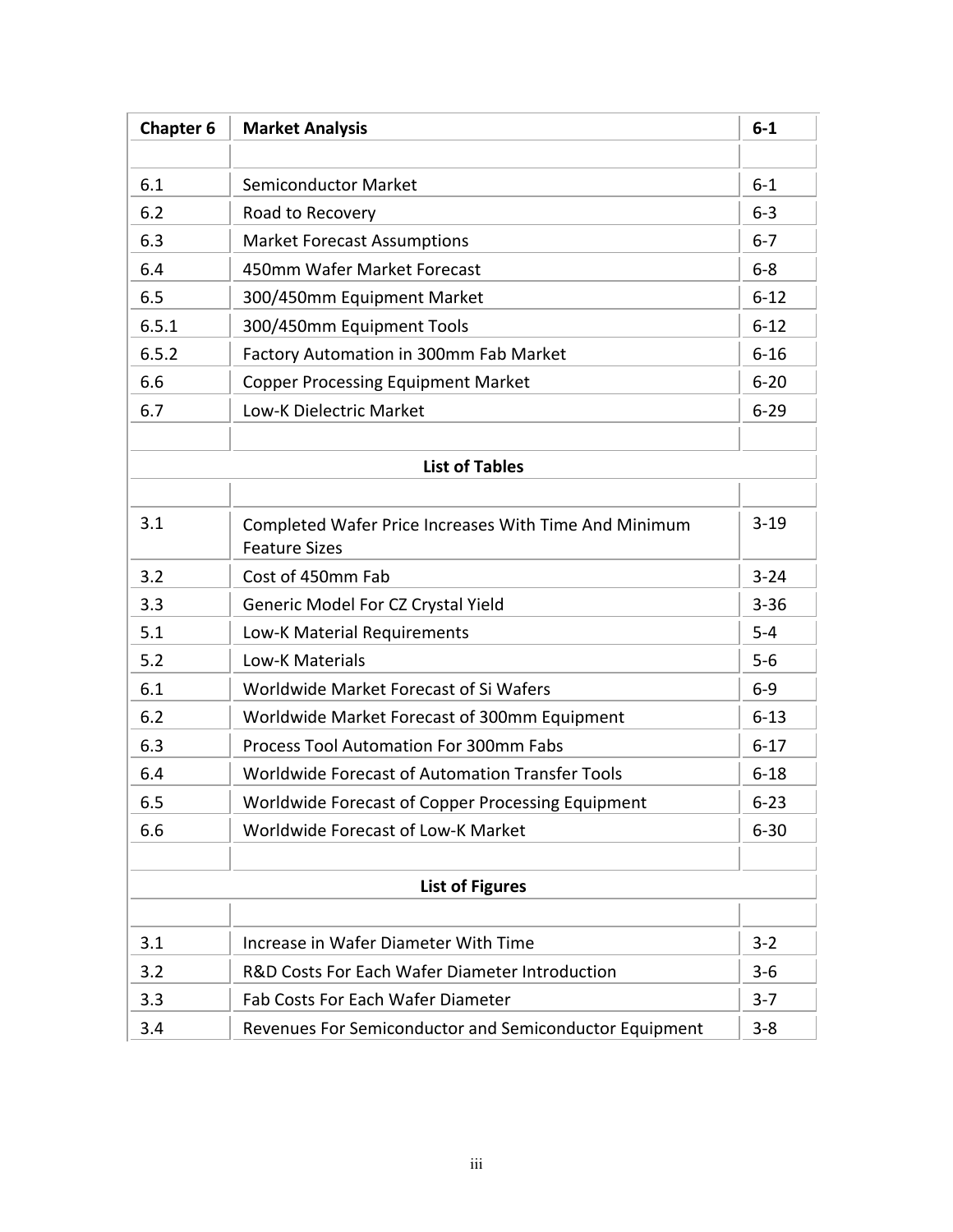| **Chapter 6** | **Market Analysis** | **6-1** |
|---|---|---|
| | | |
| 6.1 | Semiconductor Market | 6-1 |
| 6.2 | Road to Recovery | 6-3 |
| 6.3 | Market Forecast Assumptions | 6-7 |
| 6.4 | 450mm Wafer Market Forecast | 6-8 |
| 6.5 | 300/450mm Equipment Market | 6-12 |
| 6.5.1 | 300/450mm Equipment Tools | 6-12 |
| 6.5.2 | Factory Automation in 300mm Fab Market | 6-16 |
| 6.6 | Copper Processing Equipment Market | 6-20 |
| 6.7 | Low-K Dielectric Market | 6-29 |

**List of Tables**

| | | |
|---|---|---|
| 3.1 | Completed Wafer Price Increases With Time And Minimum Feature Sizes | 3-19 |
| 3.2 | Cost of 450mm Fab | 3-24 |
| 3.3 | Generic Model For CZ Crystal Yield | 3-36 |
| 5.1 | Low-K Material Requirements | 5-4 |
| 5.2 | Low-K Materials | 5-6 |
| 6.1 | Worldwide Market Forecast of Si Wafers | 6-9 |
| 6.2 | Worldwide Market Forecast of 300mm Equipment | 6-13 |
| 6.3 | Process Tool Automation For 300mm Fabs | 6-17 |
| 6.4 | Worldwide Forecast of Automation Transfer Tools | 6-18 |
| 6.5 | Worldwide Forecast of Copper Processing Equipment | 6-23 |
| 6.6 | Worldwide Forecast of Low-K Market | 6-30 |

**List of Figures**

| | | |
|---|---|---|
| 3.1 | Increase in Wafer Diameter With Time | 3-2 |
| 3.2 | R&D Costs For Each Wafer Diameter Introduction | 3-6 |
| 3.3 | Fab Costs For Each Wafer Diameter | 3-7 |
| 3.4 | Revenues For Semiconductor and Semiconductor Equipment | 3-8 |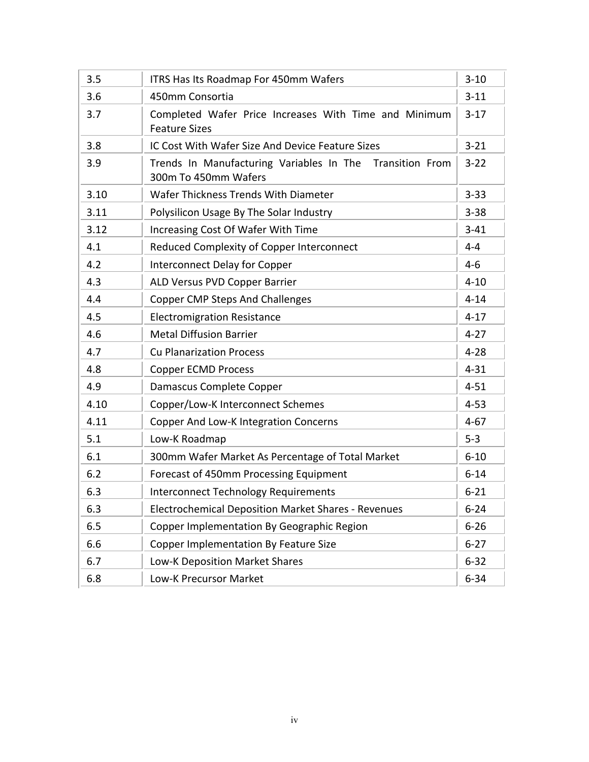| | | |
|---|---|---|
| 3.5 | ITRS Has Its Roadmap For 450mm Wafers | 3-10 |
| 3.6 | 450mm Consortia | 3-11 |
| 3.7 | Completed Wafer Price Increases With Time and Minimum Feature Sizes | 3-17 |
| 3.8 | IC Cost With Wafer Size And Device Feature Sizes | 3-21 |
| 3.9 | Trends In Manufacturing Variables In The Transition From 300m To 450mm Wafers | 3-22 |
| 3.10 | Wafer Thickness Trends With Diameter | 3-33 |
| 3.11 | Polysilicon Usage By The Solar Industry | 3-38 |
| 3.12 | Increasing Cost Of Wafer With Time | 3-41 |
| 4.1 | Reduced Complexity of Copper Interconnect | 4-4 |
| 4.2 | Interconnect Delay for Copper | 4-6 |
| 4.3 | ALD Versus PVD Copper Barrier | 4-10 |
| 4.4 | Copper CMP Steps And Challenges | 4-14 |
| 4.5 | Electromigration Resistance | 4-17 |
| 4.6 | Metal Diffusion Barrier | 4-27 |
| 4.7 | Cu Planarization Process | 4-28 |
| 4.8 | Copper ECMD Process | 4-31 |
| 4.9 | Damascus Complete Copper | 4-51 |
| 4.10 | Copper/Low-K Interconnect Schemes | 4-53 |
| 4.11 | Copper And Low-K Integration Concerns | 4-67 |
| 5.1 | Low-K Roadmap | 5-3 |
| 6.1 | 300mm Wafer Market As Percentage of Total Market | 6-10 |
| 6.2 | Forecast of 450mm Processing Equipment | 6-14 |
| 6.3 | Interconnect Technology Requirements | 6-21 |
| 6.3 | Electrochemical Deposition Market Shares - Revenues | 6-24 |
| 6.5 | Copper Implementation By Geographic Region | 6-26 |
| 6.6 | Copper Implementation By Feature Size | 6-27 |
| 6.7 | Low-K Deposition Market Shares | 6-32 |
| 6.8 | Low-K Precursor Market | 6-34 |